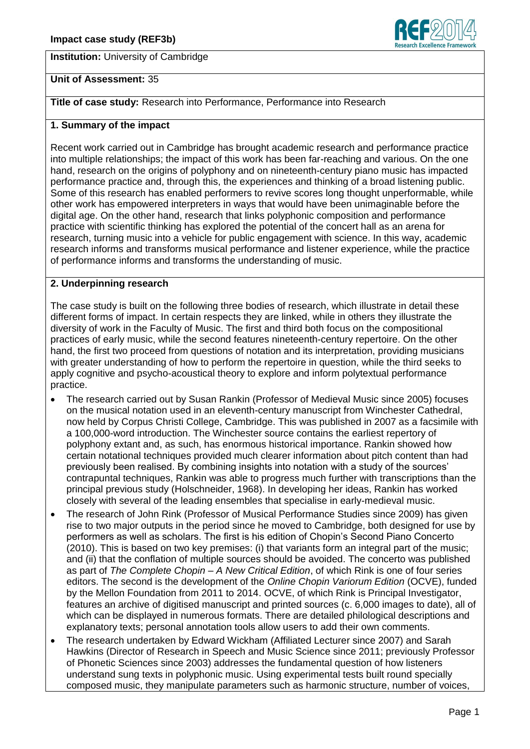**Institution:** University of Cambridge

**Unit of Assessment:** 35

**Title of case study:** Research into Performance, Performance into Research

## 1. Summary of the impact

Recent work carried out in Cambridge has brought academic research and performance practice into multiple relationships; the impact of this work has been far-reaching and various. On the one hand, research on the origins of polyphony and on nineteenth-century piano music has impacted performance practice and, through this, the experiences and thinking of a broad listening public. Some of this research has enabled performers to revive scores long thought unperformable, while other work has empowered interpreters in ways that would have been unimaginable before the digital age. On the other hand, research that links polyphonic composition and performance practice with scientific thinking has explored the potential of the concert hall as an arena for research, turning music into a vehicle for public engagement with science. In this way, academic research informs and transforms musical performance and listener experience, while the practice of performance informs and transforms the understanding of music.

## 2. Underpinning research

The case study is built on the following three bodies of research, which illustrate in detail these different forms of impact. In certain respects they are linked, while in others they illustrate the diversity of work in the Faculty of Music. The first and third both focus on the compositional practices of early music, while the second features nineteenth-century repertoire. On the other hand, the first two proceed from questions of notation and its interpretation, providing musicians with greater understanding of how to perform the repertoire in question, while the third seeks to apply cognitive and psycho-acoustical theory to explore and inform polytextual performance practice.

- The research carried out by Susan Rankin (Professor of Medieval Music since 2005) focuses on the musical notation used in an eleventh-century manuscript from Winchester Cathedral, now held by Corpus Christi College, Cambridge. This was published in 2007 as a facsimile with a 100,000-word introduction. The Winchester source contains the earliest repertory of polyphony extant and, as such, has enormous historical importance. Rankin showed how certain notational techniques provided much clearer information about pitch content than had previously been realised. By combining insights into notation with a study of the sources' contrapuntal techniques, Rankin was able to progress much further with transcriptions than the principal previous study (Holschneider, 1968). In developing her ideas, Rankin has worked closely with several of the leading ensembles that specialise in early-medieval music.
- The research of John Rink (Professor of Musical Performance Studies since 2009) has given rise to two major outputs in the period since he moved to Cambridge, both designed for use by performers as well as scholars. The first is his edition of Chopin's Second Piano Concerto (2010). This is based on two key premises: (i) that variants form an integral part of the music; and (ii) that the conflation of multiple sources should be avoided. The concerto was published as part of *The Complete Chopin – A New Critical Edition*, of which Rink is one of four series editors. The second is the development of the *Online Chopin Variorum Edition* (OCVE), funded by the Mellon Foundation from 2011 to 2014. OCVE, of which Rink is Principal Investigator, features an archive of digitised manuscript and printed sources (c. 6,000 images to date), all of which can be displayed in numerous formats. There are detailed philological descriptions and explanatory texts; personal annotation tools allow users to add their own comments.
- The research undertaken by Edward Wickham (Affiliated Lecturer since 2007) and Sarah Hawkins (Director of Research in Speech and Music Science since 2011; previously Professor of Phonetic Sciences since 2003) addresses the fundamental question of how listeners understand sung texts in polyphonic music. Using experimental tests built round specially composed music, they manipulate parameters such as harmonic structure, number of voices,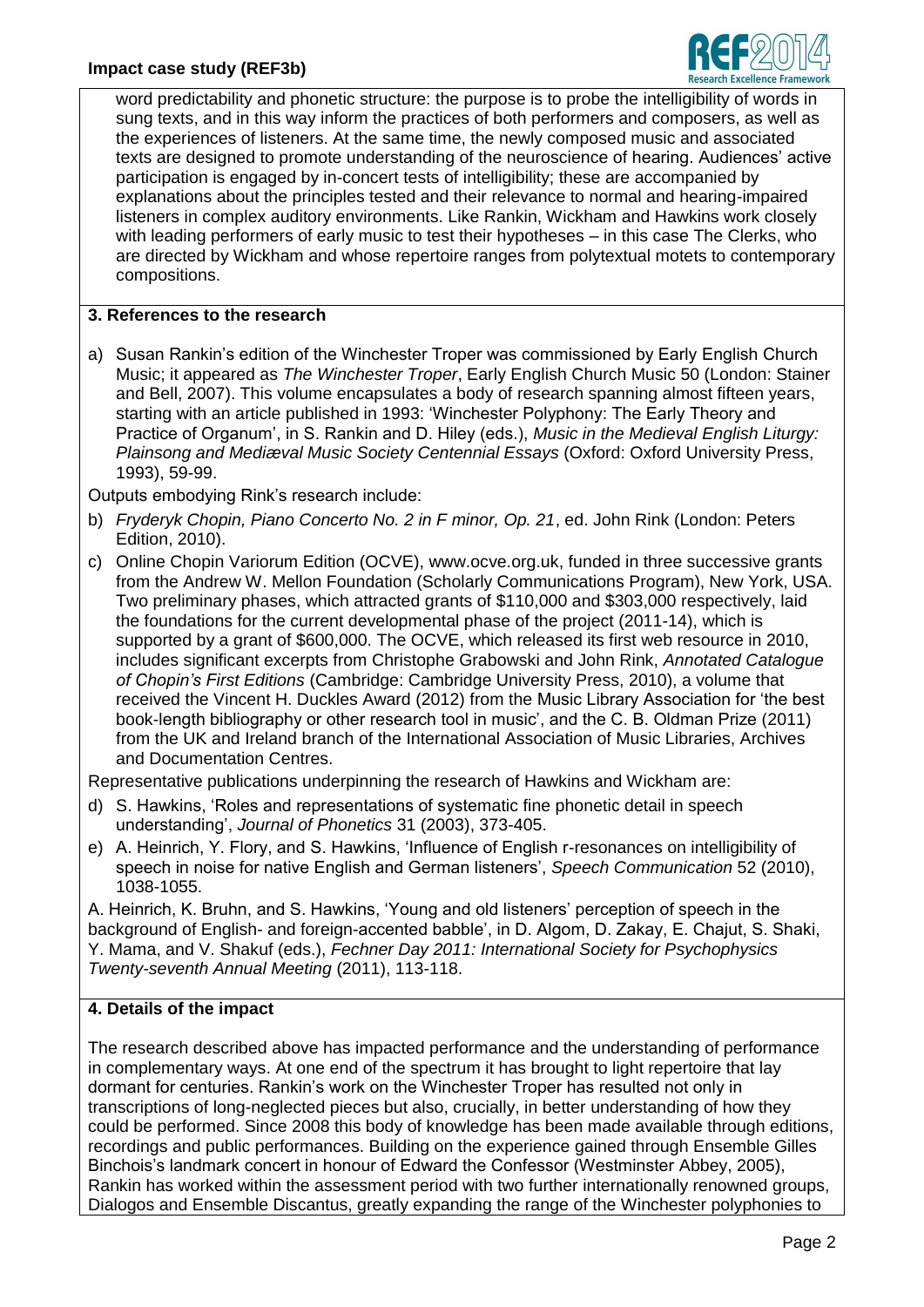word predictability and phonetic structure: the purpose is to probe the intelligibility of words in sung texts, and in this way inform the practices of both performers and composers, as well as the experiences of listeners. At the same time, the newly composed music and associated texts are designed to promote understanding of the neuroscience of hearing. Audiences' active participation is engaged by in-concert tests of intelligibility; these are accompanied by explanations about the principles tested and their relevance to normal and hearing-impaired listeners in complex auditory environments. Like Rankin, Wickham and Hawkins work closely with leading performers of early music to test their hypotheses – in this case The Clerks, who are directed by Wickham and whose repertoire ranges from polytextual motets to contemporary compositions.

## 3. References to the research

a) Susan Rankin's edition of the Winchester Troper was commissioned by Early English Church Music; it appeared as *The Winchester Troper*, Early English Church Music 50 (London: Stainer and Bell, 2007). This volume encapsulates a body of research spanning almost fifteen years, starting with an article published in 1993: 'Winchester Polyphony: The Early Theory and Practice of Organum', in S. Rankin and D. Hiley (eds.), *Music in the Medieval English Liturgy: Plainsong and Mediæval Music Society Centennial Essays* (Oxford: Oxford University Press, 1993), 59-99.

Outputs embodying Rink's research include:

b) *Fryderyk Chopin, Piano Concerto No. 2 in F minor, Op. 21*, ed. John Rink (London: Peters Edition, 2010).

c) Online Chopin Variorum Edition (OCVE), www.ocve.org.uk, funded in three successive grants from the Andrew W. Mellon Foundation (Scholarly Communications Program), New York, USA. Two preliminary phases, which attracted grants of $110,000 and $303,000 respectively, laid the foundations for the current developmental phase of the project (2011-14), which is supported by a grant of $600,000. The OCVE, which released its first web resource in 2010, includes significant excerpts from Christophe Grabowski and John Rink, *Annotated Catalogue of Chopin's First Editions* (Cambridge: Cambridge University Press, 2010), a volume that received the Vincent H. Duckles Award (2012) from the Music Library Association for 'the best book-length bibliography or other research tool in music', and the C. B. Oldman Prize (2011) from the UK and Ireland branch of the International Association of Music Libraries, Archives and Documentation Centres.

Representative publications underpinning the research of Hawkins and Wickham are:

d) S. Hawkins, 'Roles and representations of systematic fine phonetic detail in speech understanding', *Journal of Phonetics* 31 (2003), 373-405.

e) A. Heinrich, Y. Flory, and S. Hawkins, 'Influence of English r-resonances on intelligibility of speech in noise for native English and German listeners', *Speech Communication* 52 (2010), 1038-1055.

A. Heinrich, K. Bruhn, and S. Hawkins, 'Young and old listeners' perception of speech in the background of English- and foreign-accented babble', in D. Algom, D. Zakay, E. Chajut, S. Shaki, Y. Mama, and V. Shakuf (eds.), *Fechner Day 2011: International Society for Psychophysics Twenty-seventh Annual Meeting* (2011), 113-118.

## 4. Details of the impact

The research described above has impacted performance and the understanding of performance in complementary ways. At one end of the spectrum it has brought to light repertoire that lay dormant for centuries. Rankin's work on the Winchester Troper has resulted not only in transcriptions of long-neglected pieces but also, crucially, in better understanding of how they could be performed. Since 2008 this body of knowledge has been made available through editions, recordings and public performances. Building on the experience gained through Ensemble Gilles Binchois's landmark concert in honour of Edward the Confessor (Westminster Abbey, 2005), Rankin has worked within the assessment period with two further internationally renowned groups, Dialogos and Ensemble Discantus, greatly expanding the range of the Winchester polyphonies to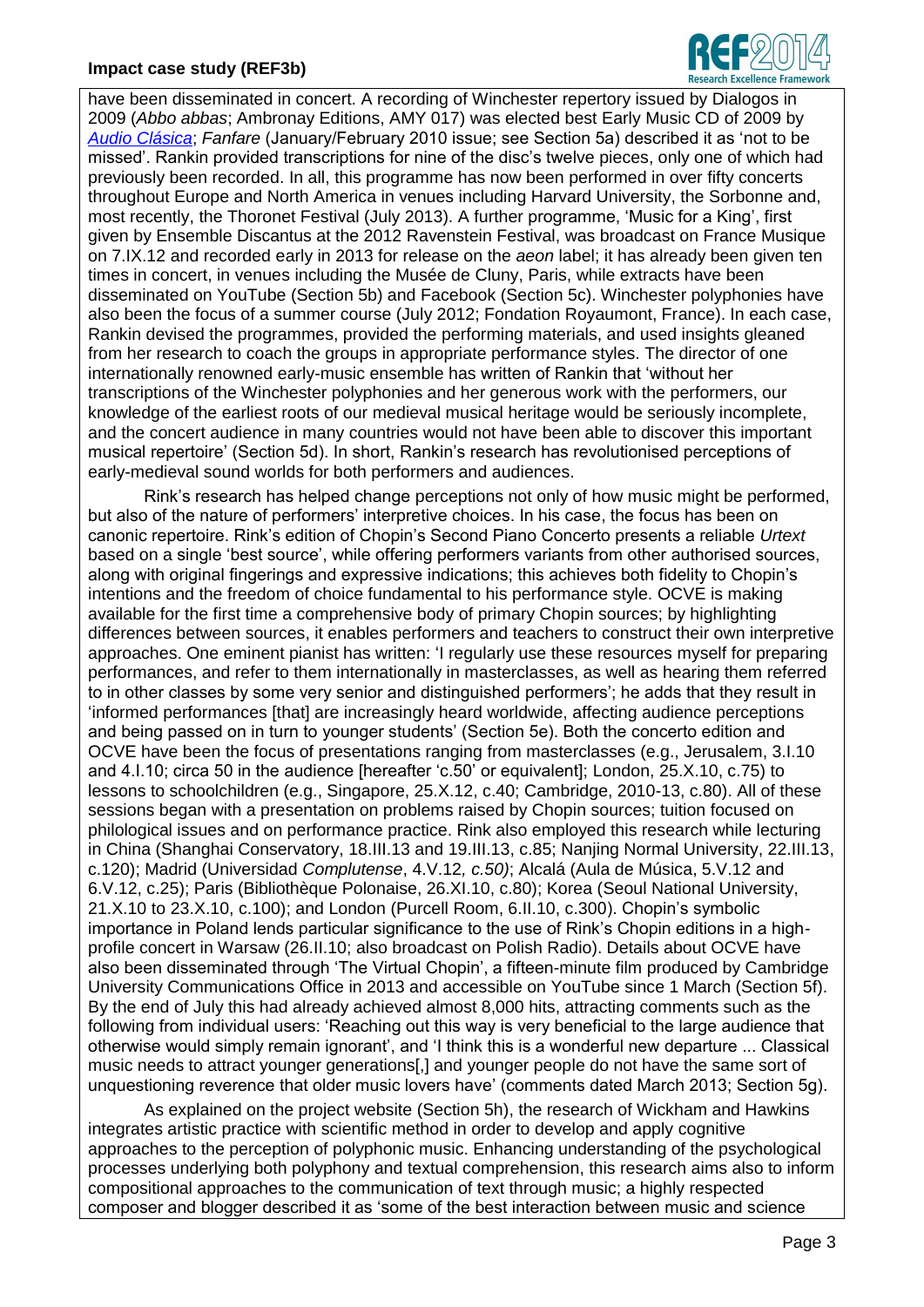have been disseminated in concert. A recording of Winchester repertory issued by Dialogos in 2009 (*Abbo abbas*; Ambronay Editions, AMY 017) was elected best Early Music CD of 2009 by *Audio Clásica*; *Fanfare* (January/February 2010 issue; see Section 5a) described it as 'not to be missed'. Rankin provided transcriptions for nine of the disc's twelve pieces, only one of which had previously been recorded. In all, this programme has now been performed in over fifty concerts throughout Europe and North America in venues including Harvard University, the Sorbonne and, most recently, the Thoronet Festival (July 2013). A further programme, 'Music for a King', first given by Ensemble Discantus at the 2012 Ravenstein Festival, was broadcast on France Musique on 7.IX.12 and recorded early in 2013 for release on the *aeon* label; it has already been given ten times in concert, in venues including the Musée de Cluny, Paris, while extracts have been disseminated on YouTube (Section 5b) and Facebook (Section 5c). Winchester polyphonies have also been the focus of a summer course (July 2012; Fondation Royaumont, France). In each case, Rankin devised the programmes, provided the performing materials, and used insights gleaned from her research to coach the groups in appropriate performance styles. The director of one internationally renowned early-music ensemble has written of Rankin that 'without her transcriptions of the Winchester polyphonies and her generous work with the performers, our knowledge of the earliest roots of our medieval musical heritage would be seriously incomplete, and the concert audience in many countries would not have been able to discover this important musical repertoire' (Section 5d). In short, Rankin's research has revolutionised perceptions of early-medieval sound worlds for both performers and audiences.

Rink's research has helped change perceptions not only of how music might be performed, but also of the nature of performers' interpretive choices. In his case, the focus has been on canonic repertoire. Rink's edition of Chopin's Second Piano Concerto presents a reliable *Urtext* based on a single 'best source', while offering performers variants from other authorised sources, along with original fingerings and expressive indications; this achieves both fidelity to Chopin's intentions and the freedom of choice fundamental to his performance style. OCVE is making available for the first time a comprehensive body of primary Chopin sources; by highlighting differences between sources, it enables performers and teachers to construct their own interpretive approaches. One eminent pianist has written: 'I regularly use these resources myself for preparing performances, and refer to them internationally in masterclasses, as well as hearing them referred to in other classes by some very senior and distinguished performers'; he adds that they result in 'informed performances [that] are increasingly heard worldwide, affecting audience perceptions and being passed on in turn to younger students' (Section 5e). Both the concerto edition and OCVE have been the focus of presentations ranging from masterclasses (e.g., Jerusalem, 3.I.10 and 4.I.10; circa 50 in the audience [hereafter 'c.50' or equivalent]; London, 25.X.10, c.75) to lessons to schoolchildren (e.g., Singapore, 25.X.12, c.40; Cambridge, 2010-13, c.80). All of these sessions began with a presentation on problems raised by Chopin sources; tuition focused on philological issues and on performance practice. Rink also employed this research while lecturing in China (Shanghai Conservatory, 18.III.13 and 19.III.13, c.85; Nanjing Normal University, 22.III.13, c.120); Madrid (Universidad *Complutense*, 4.V.12*, c.50)*; Alcalá (Aula de Música, 5.V.12 and 6.V.12, c.25); Paris (Bibliothèque Polonaise, 26.XI.10, c.80); Korea (Seoul National University, 21.X.10 to 23.X.10, c.100); and London (Purcell Room, 6.II.10, c.300). Chopin's symbolic importance in Poland lends particular significance to the use of Rink's Chopin editions in a high-profile concert in Warsaw (26.II.10; also broadcast on Polish Radio). Details about OCVE have also been disseminated through 'The Virtual Chopin', a fifteen-minute film produced by Cambridge University Communications Office in 2013 and accessible on YouTube since 1 March (Section 5f). By the end of July this had already achieved almost 8,000 hits, attracting comments such as the following from individual users: 'Reaching out this way is very beneficial to the large audience that otherwise would simply remain ignorant', and 'I think this is a wonderful new departure ... Classical music needs to attract younger generations[,] and younger people do not have the same sort of unquestioning reverence that older music lovers have' (comments dated March 2013; Section 5g).

As explained on the project website (Section 5h), the research of Wickham and Hawkins integrates artistic practice with scientific method in order to develop and apply cognitive approaches to the perception of polyphonic music. Enhancing understanding of the psychological processes underlying both polyphony and textual comprehension, this research aims also to inform compositional approaches to the communication of text through music; a highly respected composer and blogger described it as 'some of the best interaction between music and science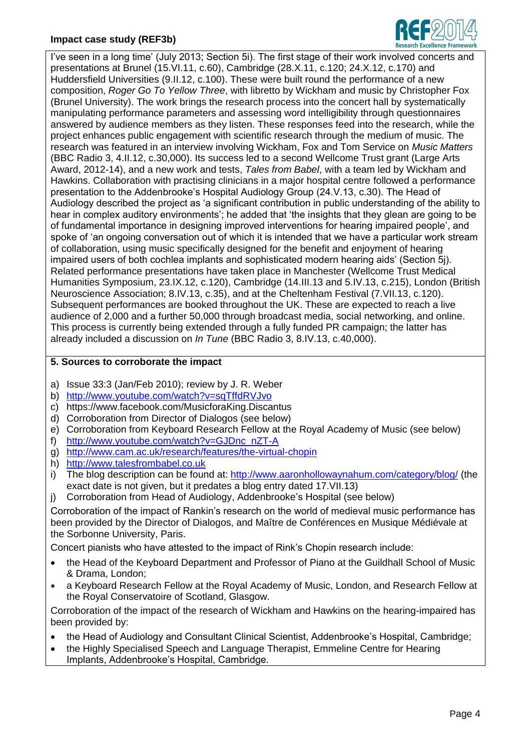I've seen in a long time' (July 2013; Section 5i). The first stage of their work involved concerts and presentations at Brunel (15.VI.11, c.60), Cambridge (28.X.11, c.120; 24.X.12, c.170) and Huddersfield Universities (9.II.12, c.100). These were built round the performance of a new composition, *Roger Go To Yellow Three*, with libretto by Wickham and music by Christopher Fox (Brunel University). The work brings the research process into the concert hall by systematically manipulating performance parameters and assessing word intelligibility through questionnaires answered by audience members as they listen. These responses feed into the research, while the project enhances public engagement with scientific research through the medium of music. The research was featured in an interview involving Wickham, Fox and Tom Service on *Music Matters* (BBC Radio 3, 4.II.12, c.30,000). Its success led to a second Wellcome Trust grant (Large Arts Award, 2012-14), and a new work and tests, *Tales from Babel*, with a team led by Wickham and Hawkins. Collaboration with practising clinicians in a major hospital centre followed a performance presentation to the Addenbrooke's Hospital Audiology Group (24.V.13, c.30). The Head of Audiology described the project as 'a significant contribution in public understanding of the ability to hear in complex auditory environments'; he added that 'the insights that they glean are going to be of fundamental importance in designing improved interventions for hearing impaired people', and spoke of 'an ongoing conversation out of which it is intended that we have a particular work stream of collaboration, using music specifically designed for the benefit and enjoyment of hearing impaired users of both cochlea implants and sophisticated modern hearing aids' (Section 5j). Related performance presentations have taken place in Manchester (Wellcome Trust Medical Humanities Symposium, 23.IX.12, c.120), Cambridge (14.III.13 and 5.IV.13, c.215), London (British Neuroscience Association; 8.IV.13, c.35), and at the Cheltenham Festival (7.VII.13, c.120). Subsequent performances are booked throughout the UK. These are expected to reach a live audience of 2,000 and a further 50,000 through broadcast media, social networking, and online. This process is currently being extended through a fully funded PR campaign; the latter has already included a discussion on *In Tune* (BBC Radio 3, 8.IV.13, c.40,000).

## 5. Sources to corroborate the impact

a) Issue 33:3 (Jan/Feb 2010); review by J. R. Weber
b) http://www.youtube.com/watch?v=sqTffdRVJvo
c) https://www.facebook.com/MusicforaKing.Discantus
d) Corroboration from Director of Dialogos (see below)
e) Corroboration from Keyboard Research Fellow at the Royal Academy of Music (see below)
f) http://www.youtube.com/watch?v=GJDnc_nZT-A
g) http://www.cam.ac.uk/research/features/the-virtual-chopin
h) http://www.talesfrombabel.co.uk
i) The blog description can be found at: http://www.aaronhollowaynahum.com/category/blog/ (the exact date is not given, but it predates a blog entry dated 17.VII.13)
j) Corroboration from Head of Audiology, Addenbrooke's Hospital (see below)

Corroboration of the impact of Rankin's research on the world of medieval music performance has been provided by the Director of Dialogos, and Maître de Conférences en Musique Médiévale at the Sorbonne University, Paris.

Concert pianists who have attested to the impact of Rink's Chopin research include:

- the Head of the Keyboard Department and Professor of Piano at the Guildhall School of Music & Drama, London;
- a Keyboard Research Fellow at the Royal Academy of Music, London, and Research Fellow at the Royal Conservatoire of Scotland, Glasgow.

Corroboration of the impact of the research of Wickham and Hawkins on the hearing-impaired has been provided by:

- the Head of Audiology and Consultant Clinical Scientist, Addenbrooke's Hospital, Cambridge;
- the Highly Specialised Speech and Language Therapist, Emmeline Centre for Hearing Implants, Addenbrooke's Hospital, Cambridge.